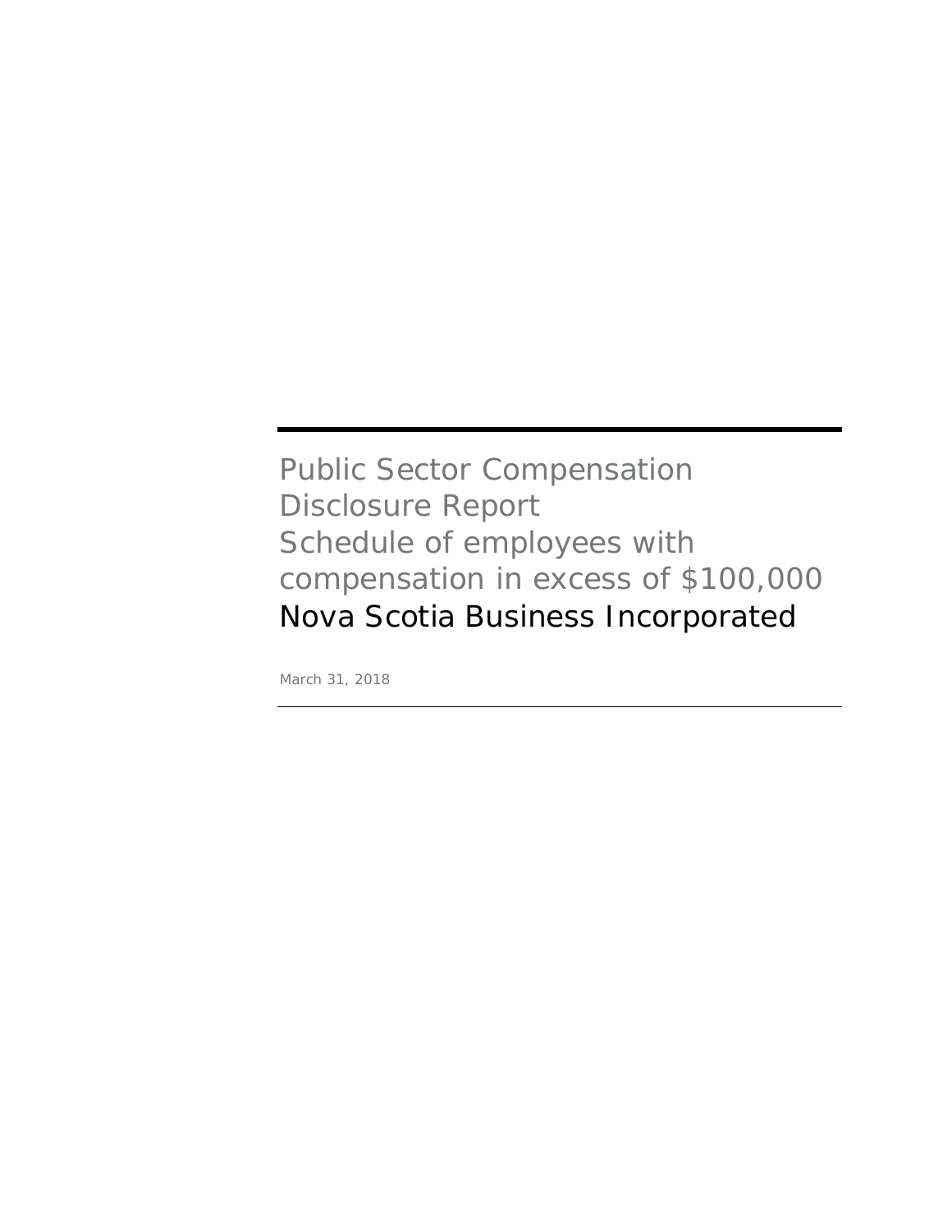# Public Sector Compensation Disclosure Report
## Schedule of employees with compensation in excess of $100,000
## Nova Scotia Business Incorporated

March 31, 2018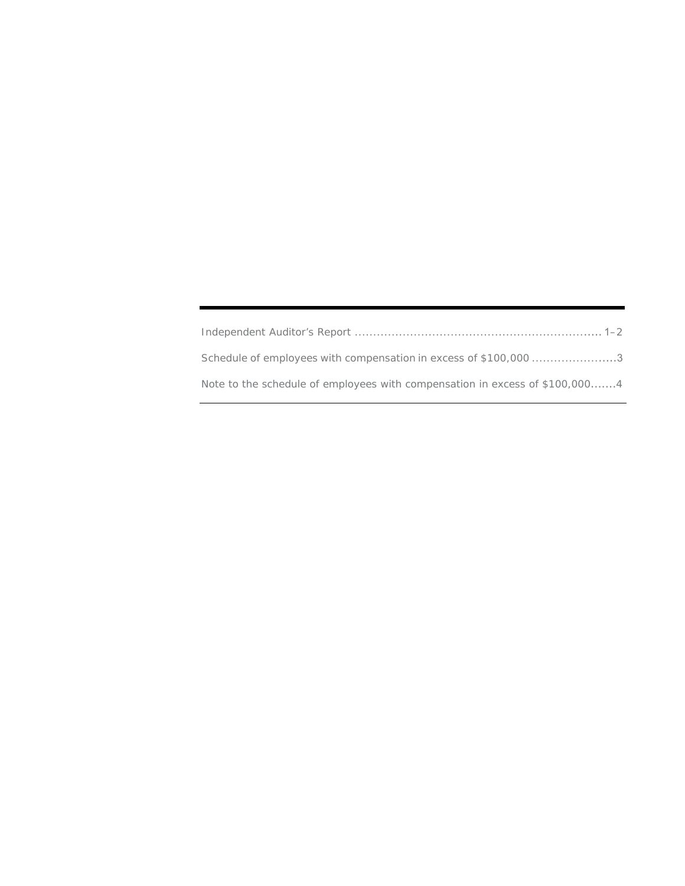| | |
|---|---|
| Independent Auditor's Report | 1–2 |
| Schedule of employees with compensation in excess of $100,000 | 3 |
| Note to the schedule of employees with compensation in excess of $100,000 | 4 |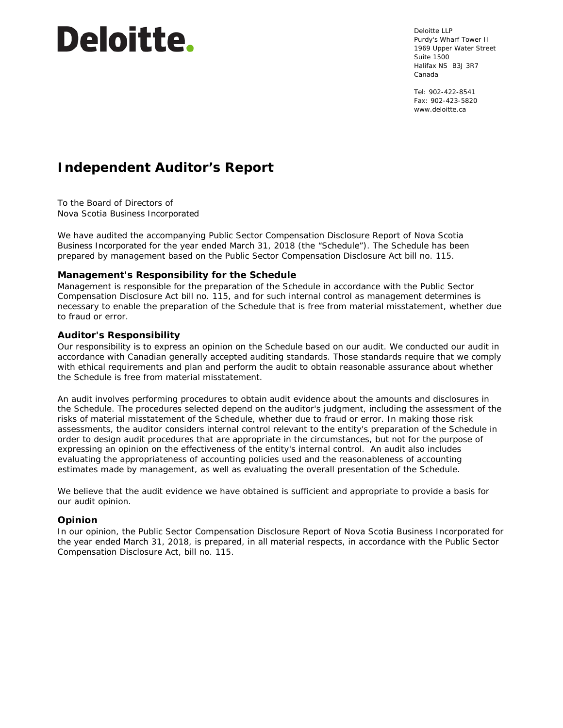# Deloitte.

Deloitte LLP
Purdy's Wharf Tower II
1969 Upper Water Street
Suite 1500
Halifax NS B3J 3R7
Canada

Tel: 902-422-8541
Fax: 902-423-5820
www.deloitte.ca

## Independent Auditor's Report

To the Board of Directors of
Nova Scotia Business Incorporated

We have audited the accompanying Public Sector Compensation Disclosure Report of Nova Scotia Business Incorporated for the year ended March 31, 2018 (the "Schedule"). The Schedule has been prepared by management based on the Public Sector Compensation Disclosure Act bill no. 115.

### Management's Responsibility for the Schedule

Management is responsible for the preparation of the Schedule in accordance with the Public Sector Compensation Disclosure Act bill no. 115, and for such internal control as management determines is necessary to enable the preparation of the Schedule that is free from material misstatement, whether due to fraud or error.

### Auditor's Responsibility

Our responsibility is to express an opinion on the Schedule based on our audit. We conducted our audit in accordance with Canadian generally accepted auditing standards. Those standards require that we comply with ethical requirements and plan and perform the audit to obtain reasonable assurance about whether the Schedule is free from material misstatement.

An audit involves performing procedures to obtain audit evidence about the amounts and disclosures in the Schedule. The procedures selected depend on the auditor's judgment, including the assessment of the risks of material misstatement of the Schedule, whether due to fraud or error. In making those risk assessments, the auditor considers internal control relevant to the entity's preparation of the Schedule in order to design audit procedures that are appropriate in the circumstances, but not for the purpose of expressing an opinion on the effectiveness of the entity's internal control. An audit also includes evaluating the appropriateness of accounting policies used and the reasonableness of accounting estimates made by management, as well as evaluating the overall presentation of the Schedule.

We believe that the audit evidence we have obtained is sufficient and appropriate to provide a basis for our audit opinion.

### Opinion

In our opinion, the Public Sector Compensation Disclosure Report of Nova Scotia Business Incorporated for the year ended March 31, 2018, is prepared, in all material respects, in accordance with the Public Sector Compensation Disclosure Act, bill no. 115.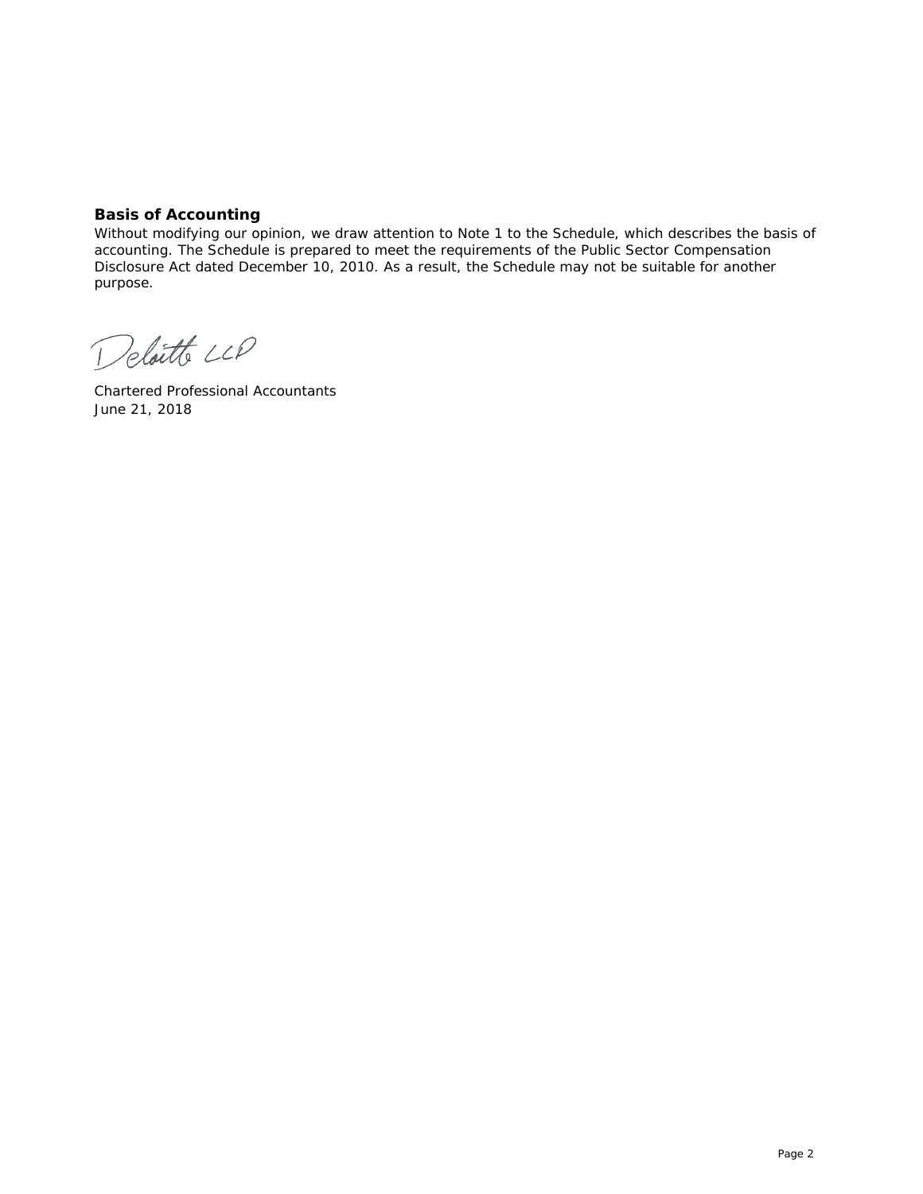**Basis of Accounting**

Without modifying our opinion, we draw attention to Note 1 to the Schedule, which describes the basis of accounting. The Schedule is prepared to meet the requirements of the Public Sector Compensation Disclosure Act dated December 10, 2010. As a result, the Schedule may not be suitable for another purpose.

Deloitte LLP

Chartered Professional Accountants
June 21, 2018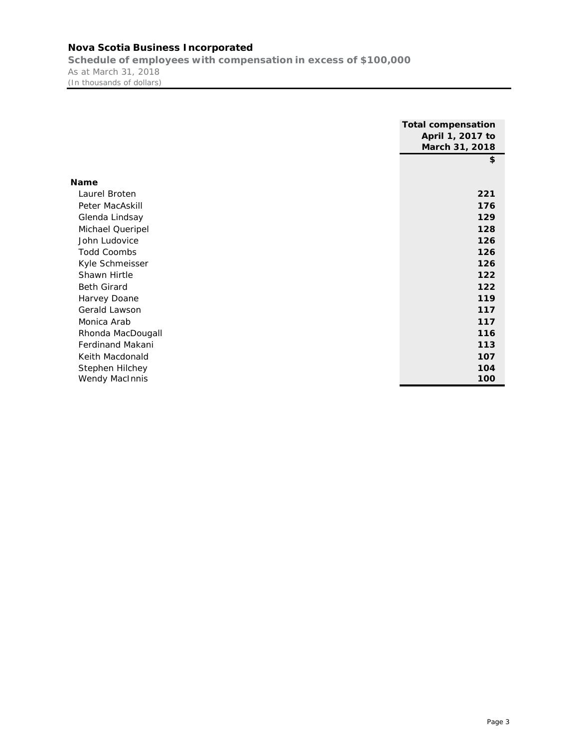## Nova Scotia Business Incorporated

**Schedule of employees with compensation in excess of $100,000**

*As at March 31, 2018*

*(In thousands of dollars)*

| Name | Total compensation April 1, 2017 to March 31, 2018 |
|---|---|
| | $ |
| Laurel Broten | 221 |
| Peter MacAskill | 176 |
| Glenda Lindsay | 129 |
| Michael Queripel | 128 |
| John Ludovice | 126 |
| Todd Coombs | 126 |
| Kyle Schmeisser | 126 |
| Shawn Hirtle | 122 |
| Beth Girard | 122 |
| Harvey Doane | 119 |
| Gerald Lawson | 117 |
| Monica Arab | 117 |
| Rhonda MacDougall | 116 |
| Ferdinand Makani | 113 |
| Keith Macdonald | 107 |
| Stephen Hilchey | 104 |
| Wendy MacInnis | 100 |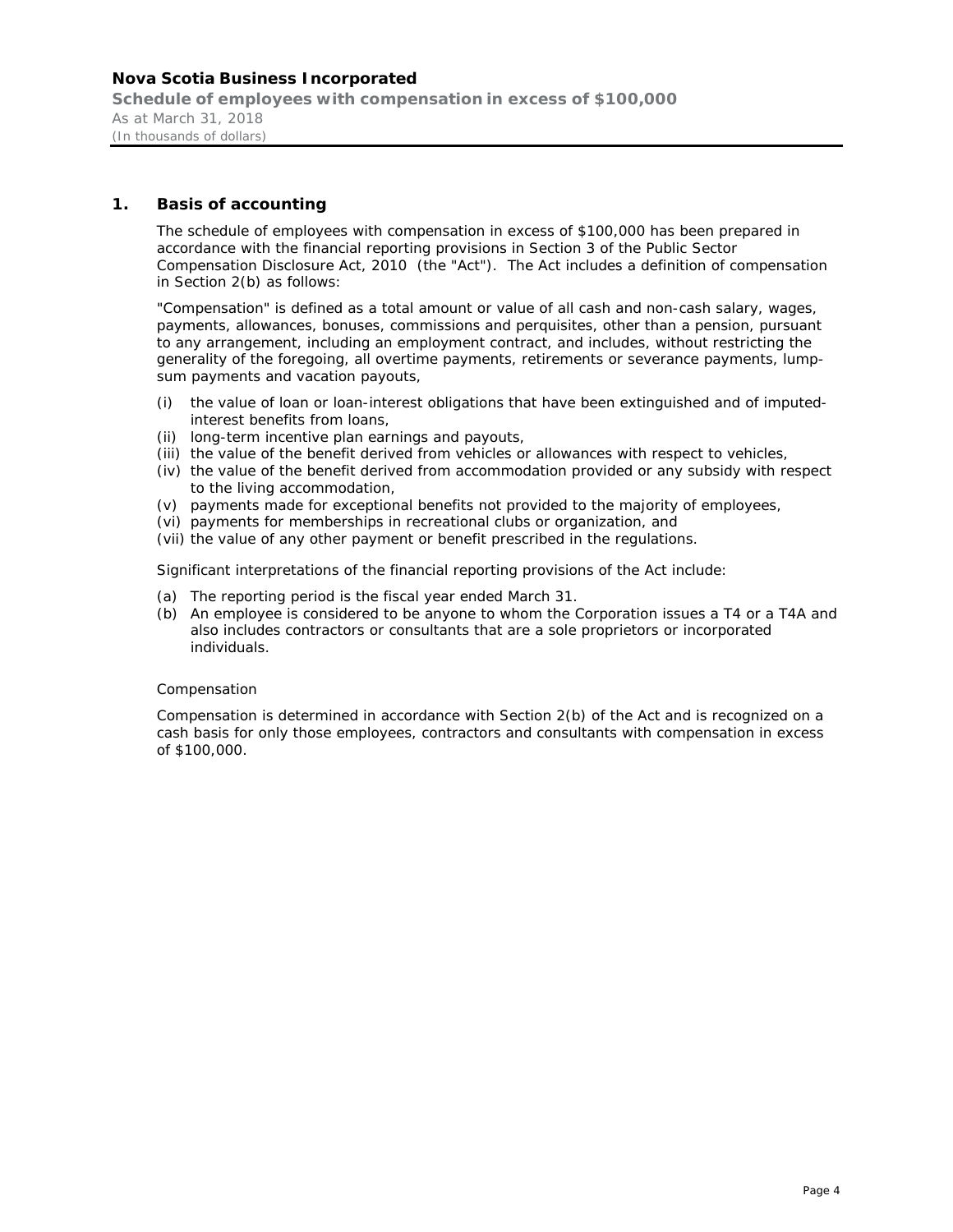**Nova Scotia Business Incorporated**

**Schedule of employees with compensation in excess of $100,000**

As at March 31, 2018

*(In thousands of dollars)*

## 1. Basis of accounting

The schedule of employees with compensation in excess of $100,000 has been prepared in accordance with the financial reporting provisions in Section 3 of the Public Sector Compensation Disclosure Act, 2010 (the "Act"). The Act includes a definition of compensation in Section 2(b) as follows:

"Compensation" is defined as a total amount or value of all cash and non-cash salary, wages, payments, allowances, bonuses, commissions and perquisites, other than a pension, pursuant to any arrangement, including an employment contract, and includes, without restricting the generality of the foregoing, all overtime payments, retirements or severance payments, lump-sum payments and vacation payouts,

(i) the value of loan or loan-interest obligations that have been extinguished and of imputed-interest benefits from loans,
(ii) long-term incentive plan earnings and payouts,
(iii) the value of the benefit derived from vehicles or allowances with respect to vehicles,
(iv) the value of the benefit derived from accommodation provided or any subsidy with respect to the living accommodation,
(v) payments made for exceptional benefits not provided to the majority of employees,
(vi) payments for memberships in recreational clubs or organization, and
(vii) the value of any other payment or benefit prescribed in the regulations.

Significant interpretations of the financial reporting provisions of the Act include:

(a) The reporting period is the fiscal year ended March 31.
(b) An employee is considered to be anyone to whom the Corporation issues a T4 or a T4A and also includes contractors or consultants that are a sole proprietors or incorporated individuals.

Compensation

Compensation is determined in accordance with Section 2(b) of the Act and is recognized on a cash basis for only those employees, contractors and consultants with compensation in excess of $100,000.